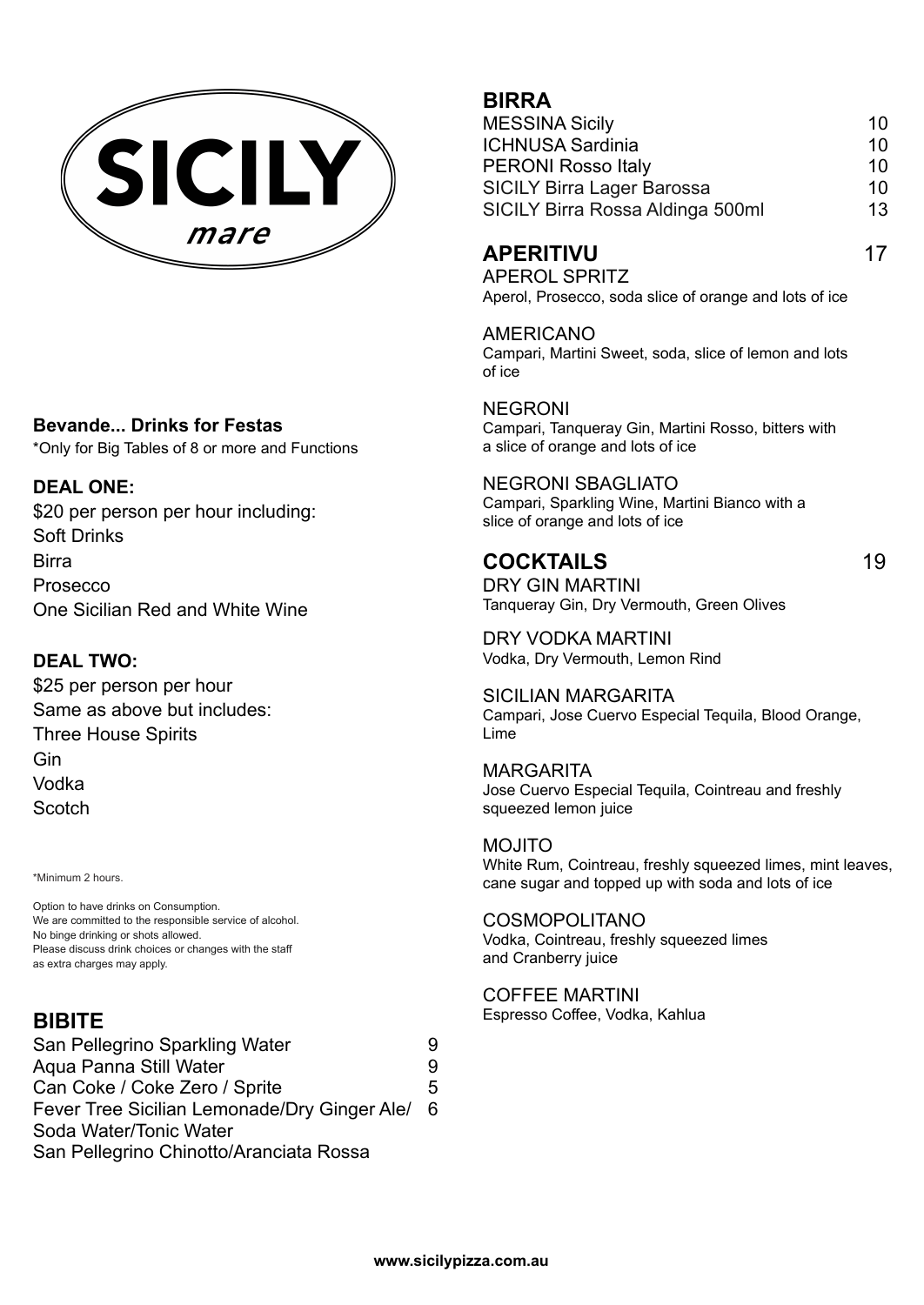# SICILY

*mare*

## Bevande... Drinks for Festas

*Only for Big Tables of 8 or more and Functions

### DEAL ONE:

$20 per person per hour including:
Soft Drinks
Birra
Prosecco
One Sicilian Red and White Wine

### DEAL TWO:

$25 per person per hour
Same as above but includes:
Three House Spirits
Gin
Vodka
Scotch

*Minimum 2 hours.

Option to have drinks on Consumption.
We are committed to the responsible service of alcohol.
No binge drinking or shots allowed.
Please discuss drink choices or changes with the staff
as extra charges may apply.

## BIBITE

| | |
|---|---|
| San Pellegrino Sparkling Water | 9 |
| Aqua Panna Still Water | 9 |
| Can Coke / Coke Zero / Sprite | 5 |
| Fever Tree Sicilian Lemonade/Dry Ginger Ale/ Soda Water/Tonic Water San Pellegrino Chinotto/Aranciata Rossa | 6 |

## BIRRA

| | |
|---|---|
| MESSINA Sicily | 10 |
| ICHNUSA Sardinia | 10 |
| PERONI Rosso Italy | 10 |
| SICILY Birra Lager Barossa | 10 |
| SICILY Birra Rossa Aldinga 500ml | 13 |

## APERITIVU — 17

APEROL SPRITZ
Aperol, Prosecco, soda slice of orange and lots of ice

AMERICANO
Campari, Martini Sweet, soda, slice of lemon and lots of ice

NEGRONI
Campari, Tanqueray Gin, Martini Rosso, bitters with a slice of orange and lots of ice

NEGRONI SBAGLIATO
Campari, Sparkling Wine, Martini Bianco with a slice of orange and lots of ice

## COCKTAILS — 19

DRY GIN MARTINI
Tanqueray Gin, Dry Vermouth, Green Olives

DRY VODKA MARTINI
Vodka, Dry Vermouth, Lemon Rind

SICILIAN MARGARITA
Campari, Jose Cuervo Especial Tequila, Blood Orange, Lime

MARGARITA
Jose Cuervo Especial Tequila, Cointreau and freshly squeezed lemon juice

MOJITO
White Rum, Cointreau, freshly squeezed limes, mint leaves, cane sugar and topped up with soda and lots of ice

COSMOPOLITANO
Vodka, Cointreau, freshly squeezed limes and Cranberry juice

COFFEE MARTINI
Espresso Coffee, Vodka, Kahlua

www.sicilypizza.com.au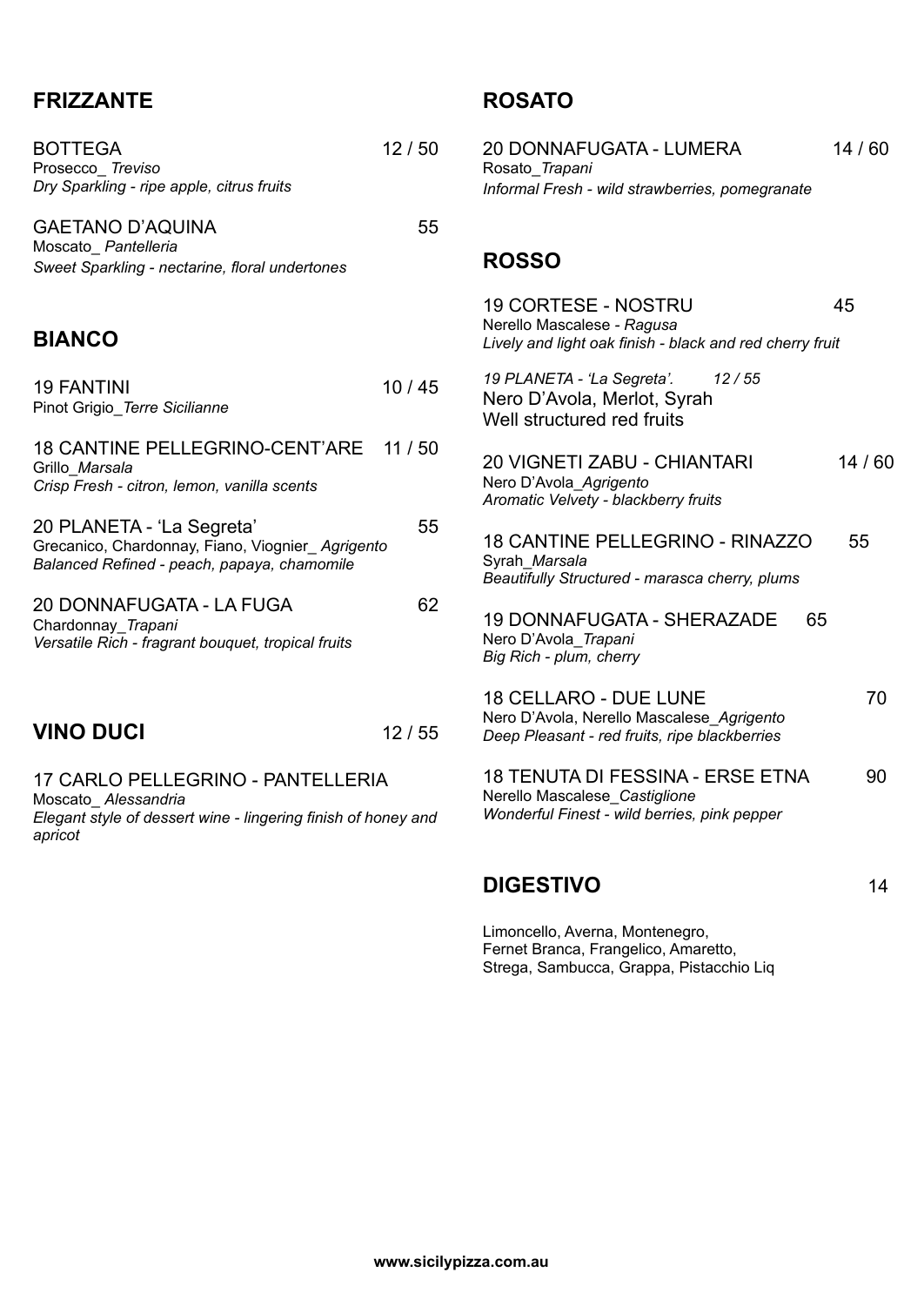## FRIZZANTE

BOTTEGA 12 / 50
Prosecco_ *Treviso*
*Dry Sparkling - ripe apple, citrus fruits*

GAETANO D'AQUINA 55
Moscato_ *Pantelleria*
*Sweet Sparkling - nectarine, floral undertones*

## BIANCO

19 FANTINI 10 / 45
Pinot Grigio_*Terre Sicilianne*

18 CANTINE PELLEGRINO-CENT'ARE 11 / 50
Grillo_*Marsala*
*Crisp Fresh - citron, lemon, vanilla scents*

20 PLANETA - 'La Segreta' 55
Grecanico, Chardonnay, Fiano, Viognier_ *Agrigento*
*Balanced Refined - peach, papaya, chamomile*

20 DONNAFUGATA - LA FUGA 62
Chardonnay_*Trapani*
*Versatile Rich - fragrant bouquet, tropical fruits*

## VINO DUCI 12 / 55

17 CARLO PELLEGRINO - PANTELLERIA
Moscato_ *Alessandria*
*Elegant style of dessert wine - lingering finish of honey and apricot*

## ROSATO

20 DONNAFUGATA - LUMERA 14 / 60
Rosato_*Trapani*
*Informal Fresh - wild strawberries, pomegranate*

## ROSSO

19 CORTESE - NOSTRU 45
Nerello Mascalese - *Ragusa*
*Lively and light oak finish - black and red cherry fruit*

*19 PLANETA - 'La Segreta'. 12 / 55*
Nero D'Avola, Merlot, Syrah
Well structured red fruits

20 VIGNETI ZABU - CHIANTARI 14 / 60
Nero D'Avola_*Agrigento*
*Aromatic Velvety - blackberry fruits*

18 CANTINE PELLEGRINO - RINAZZO 55
Syrah_*Marsala*
*Beautifully Structured - marasca cherry, plums*

19 DONNAFUGATA - SHERAZADE 65
Nero D'Avola_*Trapani*
*Big Rich - plum, cherry*

18 CELLARO - DUE LUNE 70
Nero D'Avola, Nerello Mascalese_*Agrigento*
*Deep Pleasant - red fruits, ripe blackberries*

18 TENUTA DI FESSINA - ERSE ETNA 90
Nerello Mascalese_*Castiglione*
*Wonderful Finest - wild berries, pink pepper*

## DIGESTIVO 14

Limoncello, Averna, Montenegro,
Fernet Branca, Frangelico, Amaretto,
Strega, Sambucca, Grappa, Pistacchio Liq

**www.sicilypizza.com.au**